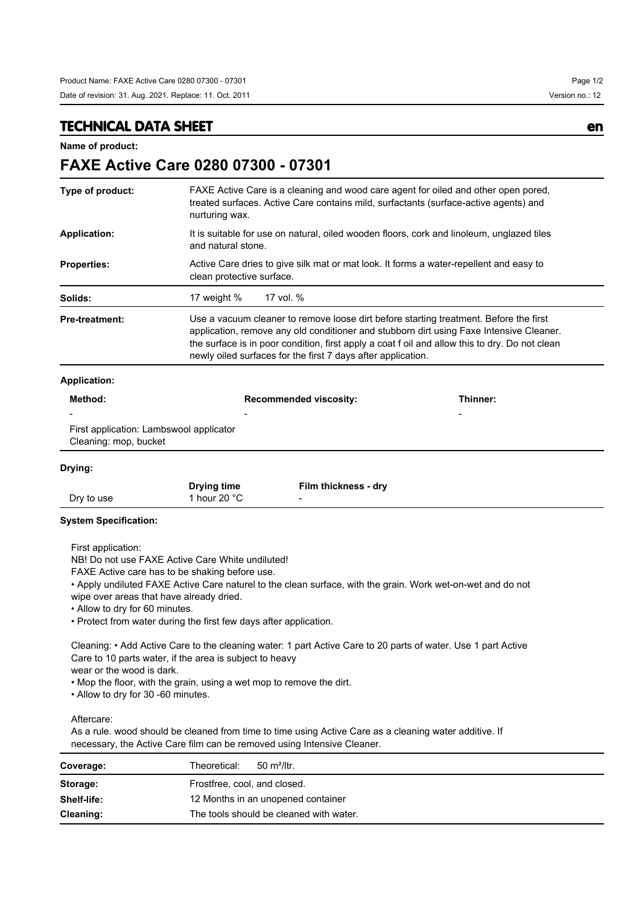# TECHNICAL DATA SHEET

en

**Name of product:**

## FAXE Active Care 0280 07300 - 07301

| | |
|---|---|
| **Type of product:** | FAXE Active Care is a cleaning and wood care agent for oiled and other open pored, treated surfaces. Active Care contains mild, surfactants (surface-active agents) and nurturing wax. |
| **Application:** | It is suitable for use on natural, oiled wooden floors, cork and linoleum, unglazed tiles and natural stone. |
| **Properties:** | Active Care dries to give silk mat or mat look. It forms a water-repellent and easy to clean protective surface. |
| **Solids:** | 17 weight % 17 vol. % |
| **Pre-treatment:** | Use a vacuum cleaner to remove loose dirt before starting treatment. Before the first application, remove any old conditioner and stubborn dirt using Faxe Intensive Cleaner. the surface is in poor condition, first apply a coat f oil and allow this to dry. Do not clean newly oiled surfaces for the first 7 days after application. |

**Application:**

| Method: | Recommended viscosity: | Thinner: |
|---|---|---|
| - | - | - |

First application: Lambswool applicator
Cleaning: mop, bucket

**Drying:**

| | Drying time | Film thickness - dry |
|---|---|---|
| Dry to use | 1 hour 20 °C | - |

**System Specification:**

First application:
NB! Do not use FAXE Active Care White undiluted!
FAXE Active care has to be shaking before use.

- Apply undiluted FAXE Active Care naturel to the clean surface, with the grain. Work wet-on-wet and do not wipe over areas that have already dried.
- Allow to dry for 60 minutes.
- Protect from water during the first few days after application.

Cleaning: • Add Active Care to the cleaning water: 1 part Active Care to 20 parts of water. Use 1 part Active Care to 10 parts water, if the area is subject to heavy wear or the wood is dark.

- Mop the floor, with the grain, using a wet mop to remove the dirt.
- Allow to dry for 30 -60 minutes.

Aftercare:
As a rule. wood should be cleaned from time to time using Active Care as a cleaning water additive. If necessary, the Active Care film can be removed using Intensive Cleaner.

| | |
|---|---|
| **Coverage:** | Theoretical: 50 m²/ltr. |
| **Storage:** | Frostfree, cool, and closed. |
| **Shelf-life:** | 12 Months in an unopened container |
| **Cleaning:** | The tools should be cleaned with water. |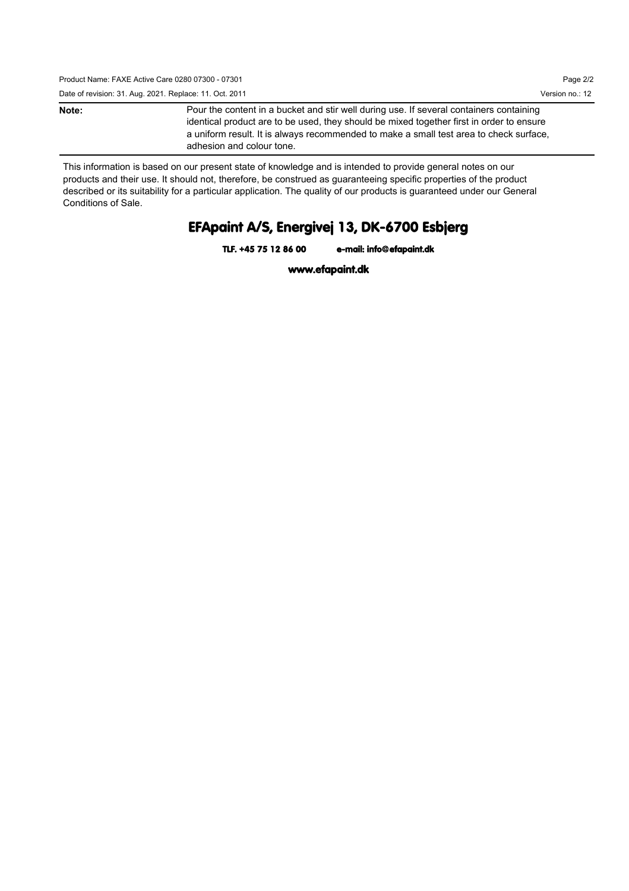| | |
|---|---|
| **Note:** | Pour the content in a bucket and stir well during use. If several containers containing identical product are to be used, they should be mixed together first in order to ensure a uniform result. It is always recommended to make a small test area to check surface, adhesion and colour tone. |

This information is based on our present state of knowledge and is intended to provide general notes on our products and their use. It should not, therefore, be construed as guaranteeing specific properties of the product described or its suitability for a particular application. The quality of our products is guaranteed under our General Conditions of Sale.

**EFApaint A/S, Energivej 13, DK-6700 Esbjerg**

**TLF. +45 75 12 86 00 e-mail: info@efapaint.dk**

**www.efapaint.dk**